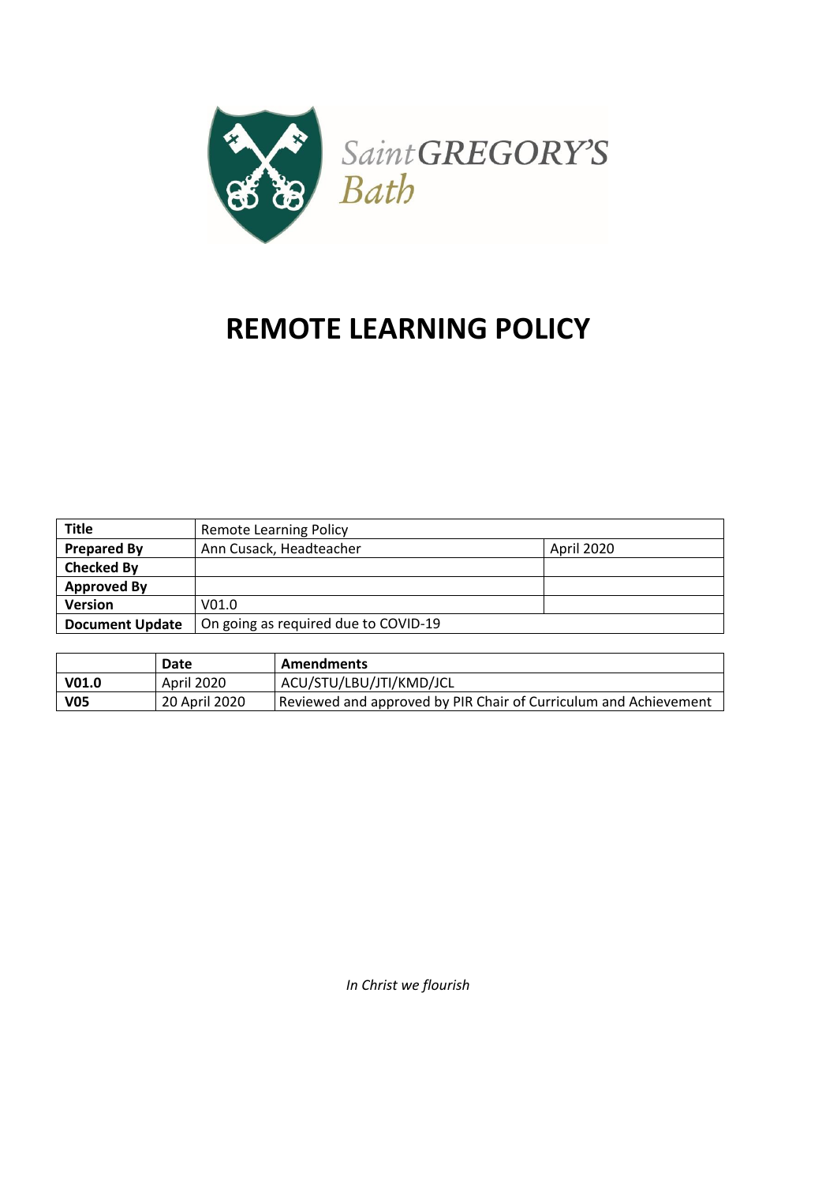Saint GREGORY'S Bath

# REMOTE LEARNING POLICY

| **Title** | Remote Learning Policy | |
|---|---|---|
| **Prepared By** | Ann Cusack, Headteacher | April 2020 |
| **Checked By** | | |
| **Approved By** | | |
| **Version** | V01.0 | |
| **Document Update** | On going as required due to COVID-19 | |

| | **Date** | **Amendments** |
|---|---|---|
| **V01.0** | April 2020 | ACU/STU/LBU/JTI/KMD/JCL |
| **V05** | 20 April 2020 | Reviewed and approved by PIR Chair of Curriculum and Achievement |

*In Christ we flourish*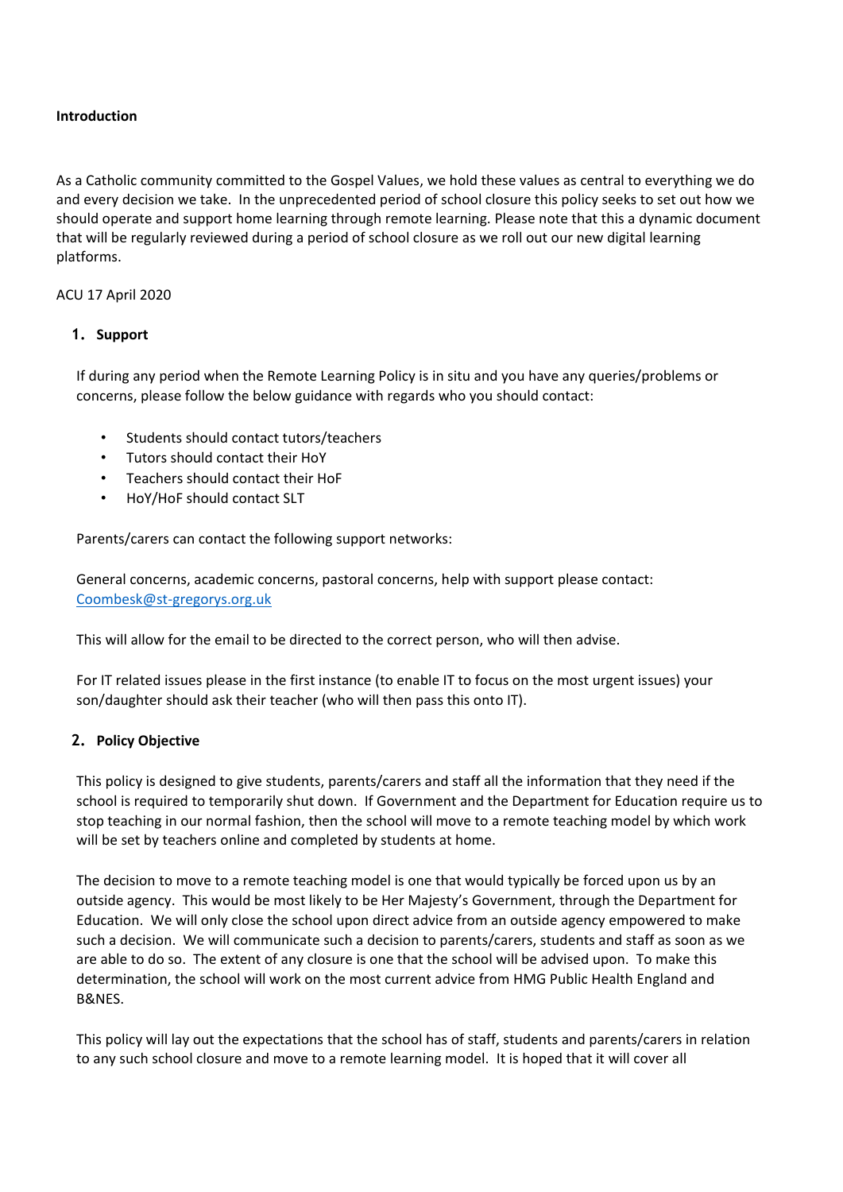**Introduction**

As a Catholic community committed to the Gospel Values, we hold these values as central to everything we do and every decision we take. In the unprecedented period of school closure this policy seeks to set out how we should operate and support home learning through remote learning. Please note that this a dynamic document that will be regularly reviewed during a period of school closure as we roll out our new digital learning platforms.

ACU 17 April 2020

## 1. Support

If during any period when the Remote Learning Policy is in situ and you have any queries/problems or concerns, please follow the below guidance with regards who you should contact:

- Students should contact tutors/teachers
- Tutors should contact their HoY
- Teachers should contact their HoF
- HoY/HoF should contact SLT

Parents/carers can contact the following support networks:

General concerns, academic concerns, pastoral concerns, help with support please contact: Coombesk@st-gregorys.org.uk

This will allow for the email to be directed to the correct person, who will then advise.

For IT related issues please in the first instance (to enable IT to focus on the most urgent issues) your son/daughter should ask their teacher (who will then pass this onto IT).

## 2. Policy Objective

This policy is designed to give students, parents/carers and staff all the information that they need if the school is required to temporarily shut down. If Government and the Department for Education require us to stop teaching in our normal fashion, then the school will move to a remote teaching model by which work will be set by teachers online and completed by students at home.

The decision to move to a remote teaching model is one that would typically be forced upon us by an outside agency. This would be most likely to be Her Majesty's Government, through the Department for Education. We will only close the school upon direct advice from an outside agency empowered to make such a decision. We will communicate such a decision to parents/carers, students and staff as soon as we are able to do so. The extent of any closure is one that the school will be advised upon. To make this determination, the school will work on the most current advice from HMG Public Health England and B&NES.

This policy will lay out the expectations that the school has of staff, students and parents/carers in relation to any such school closure and move to a remote learning model. It is hoped that it will cover all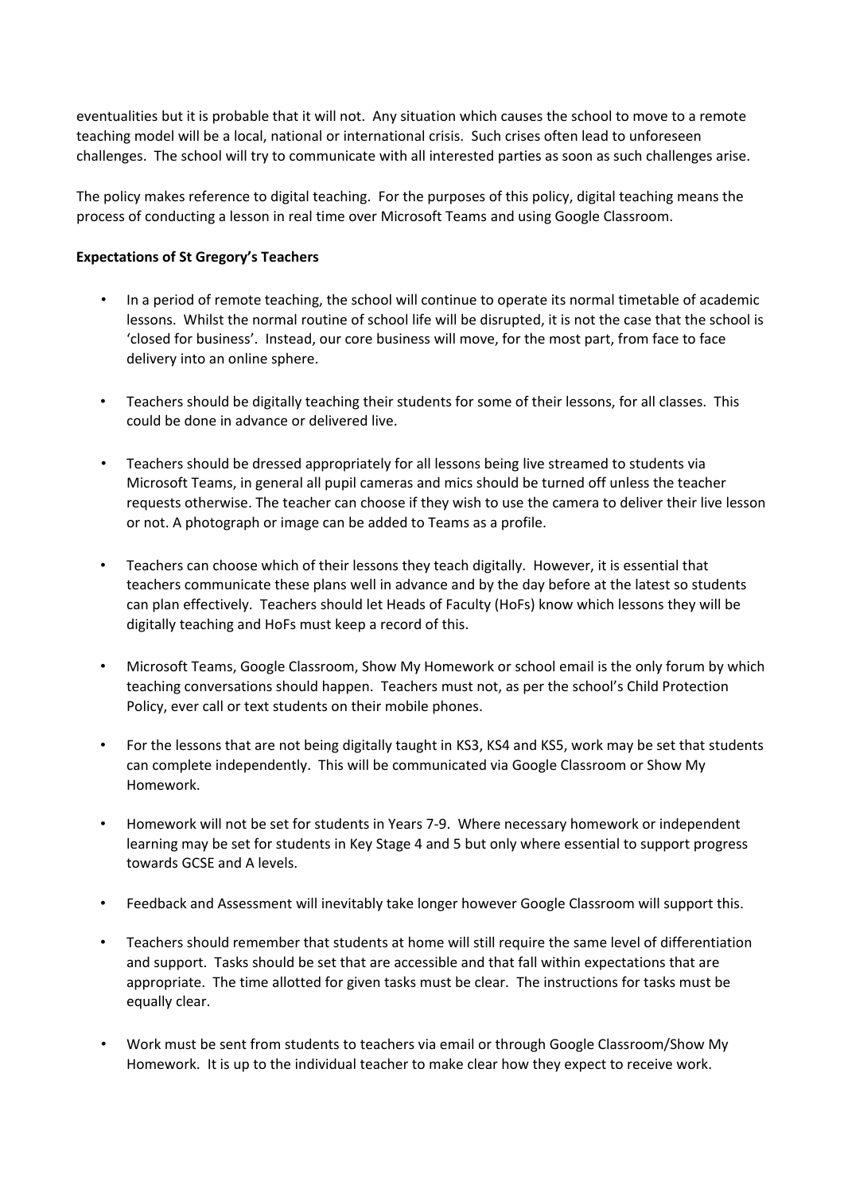eventualities but it is probable that it will not. Any situation which causes the school to move to a remote teaching model will be a local, national or international crisis. Such crises often lead to unforeseen challenges. The school will try to communicate with all interested parties as soon as such challenges arise.

The policy makes reference to digital teaching. For the purposes of this policy, digital teaching means the process of conducting a lesson in real time over Microsoft Teams and using Google Classroom.

**Expectations of St Gregory's Teachers**

- In a period of remote teaching, the school will continue to operate its normal timetable of academic lessons. Whilst the normal routine of school life will be disrupted, it is not the case that the school is 'closed for business'. Instead, our core business will move, for the most part, from face to face delivery into an online sphere.

- Teachers should be digitally teaching their students for some of their lessons, for all classes. This could be done in advance or delivered live.

- Teachers should be dressed appropriately for all lessons being live streamed to students via Microsoft Teams, in general all pupil cameras and mics should be turned off unless the teacher requests otherwise. The teacher can choose if they wish to use the camera to deliver their live lesson or not. A photograph or image can be added to Teams as a profile.

- Teachers can choose which of their lessons they teach digitally. However, it is essential that teachers communicate these plans well in advance and by the day before at the latest so students can plan effectively. Teachers should let Heads of Faculty (HoFs) know which lessons they will be digitally teaching and HoFs must keep a record of this.

- Microsoft Teams, Google Classroom, Show My Homework or school email is the only forum by which teaching conversations should happen. Teachers must not, as per the school's Child Protection Policy, ever call or text students on their mobile phones.

- For the lessons that are not being digitally taught in KS3, KS4 and KS5, work may be set that students can complete independently. This will be communicated via Google Classroom or Show My Homework.

- Homework will not be set for students in Years 7-9. Where necessary homework or independent learning may be set for students in Key Stage 4 and 5 but only where essential to support progress towards GCSE and A levels.

- Feedback and Assessment will inevitably take longer however Google Classroom will support this.

- Teachers should remember that students at home will still require the same level of differentiation and support. Tasks should be set that are accessible and that fall within expectations that are appropriate. The time allotted for given tasks must be clear. The instructions for tasks must be equally clear.

- Work must be sent from students to teachers via email or through Google Classroom/Show My Homework. It is up to the individual teacher to make clear how they expect to receive work.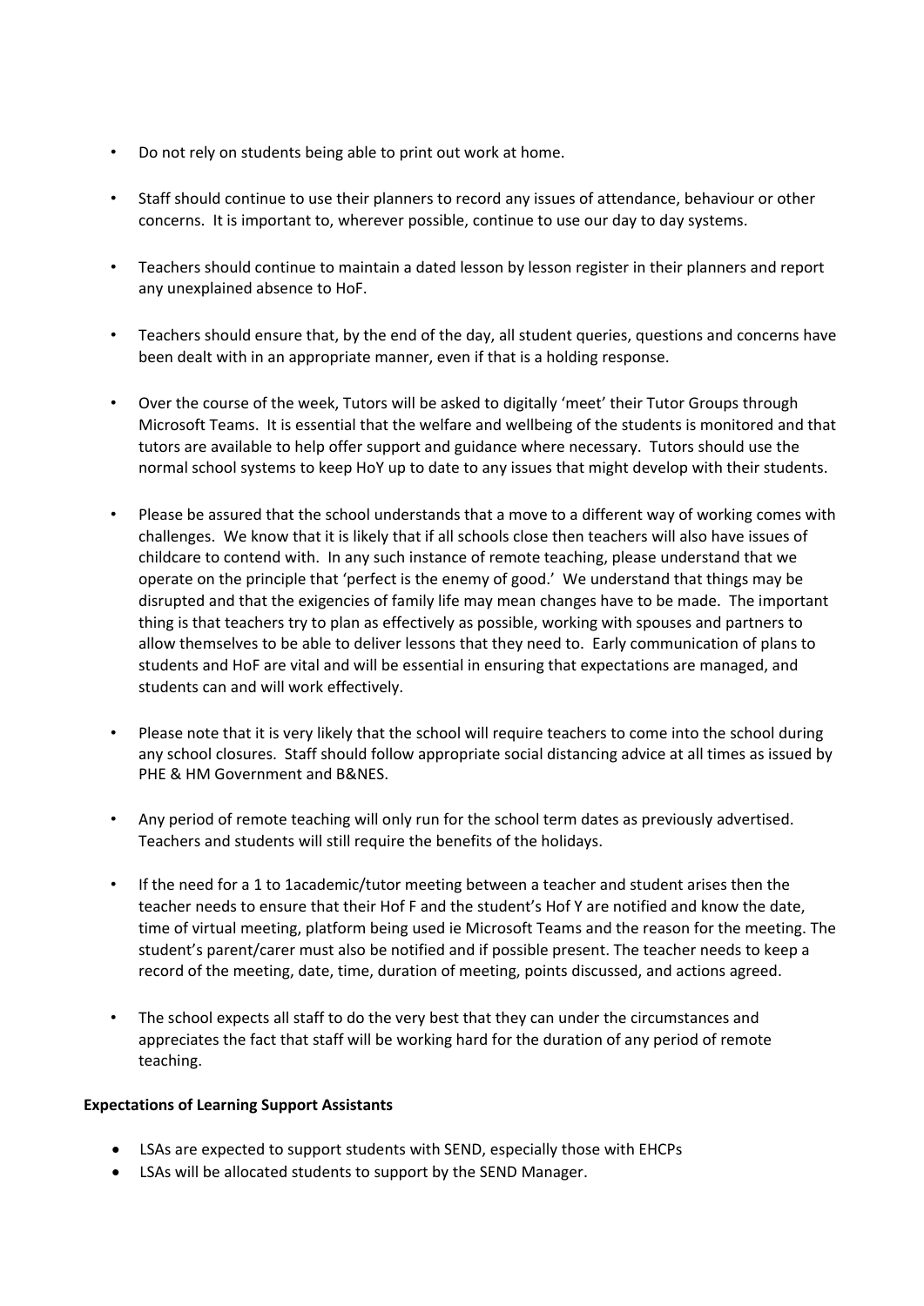- Do not rely on students being able to print out work at home.

- Staff should continue to use their planners to record any issues of attendance, behaviour or other concerns. It is important to, wherever possible, continue to use our day to day systems.

- Teachers should continue to maintain a dated lesson by lesson register in their planners and report any unexplained absence to HoF.

- Teachers should ensure that, by the end of the day, all student queries, questions and concerns have been dealt with in an appropriate manner, even if that is a holding response.

- Over the course of the week, Tutors will be asked to digitally 'meet' their Tutor Groups through Microsoft Teams. It is essential that the welfare and wellbeing of the students is monitored and that tutors are available to help offer support and guidance where necessary. Tutors should use the normal school systems to keep HoY up to date to any issues that might develop with their students.

- Please be assured that the school understands that a move to a different way of working comes with challenges. We know that it is likely that if all schools close then teachers will also have issues of childcare to contend with. In any such instance of remote teaching, please understand that we operate on the principle that 'perfect is the enemy of good.' We understand that things may be disrupted and that the exigencies of family life may mean changes have to be made. The important thing is that teachers try to plan as effectively as possible, working with spouses and partners to allow themselves to be able to deliver lessons that they need to. Early communication of plans to students and HoF are vital and will be essential in ensuring that expectations are managed, and students can and will work effectively.

- Please note that it is very likely that the school will require teachers to come into the school during any school closures. Staff should follow appropriate social distancing advice at all times as issued by PHE & HM Government and B&NES.

- Any period of remote teaching will only run for the school term dates as previously advertised. Teachers and students will still require the benefits of the holidays.

- If the need for a 1 to 1academic/tutor meeting between a teacher and student arises then the teacher needs to ensure that their Hof F and the student's Hof Y are notified and know the date, time of virtual meeting, platform being used ie Microsoft Teams and the reason for the meeting. The student's parent/carer must also be notified and if possible present. The teacher needs to keep a record of the meeting, date, time, duration of meeting, points discussed, and actions agreed.

- The school expects all staff to do the very best that they can under the circumstances and appreciates the fact that staff will be working hard for the duration of any period of remote teaching.

**Expectations of Learning Support Assistants**

- LSAs are expected to support students with SEND, especially those with EHCPs
- LSAs will be allocated students to support by the SEND Manager.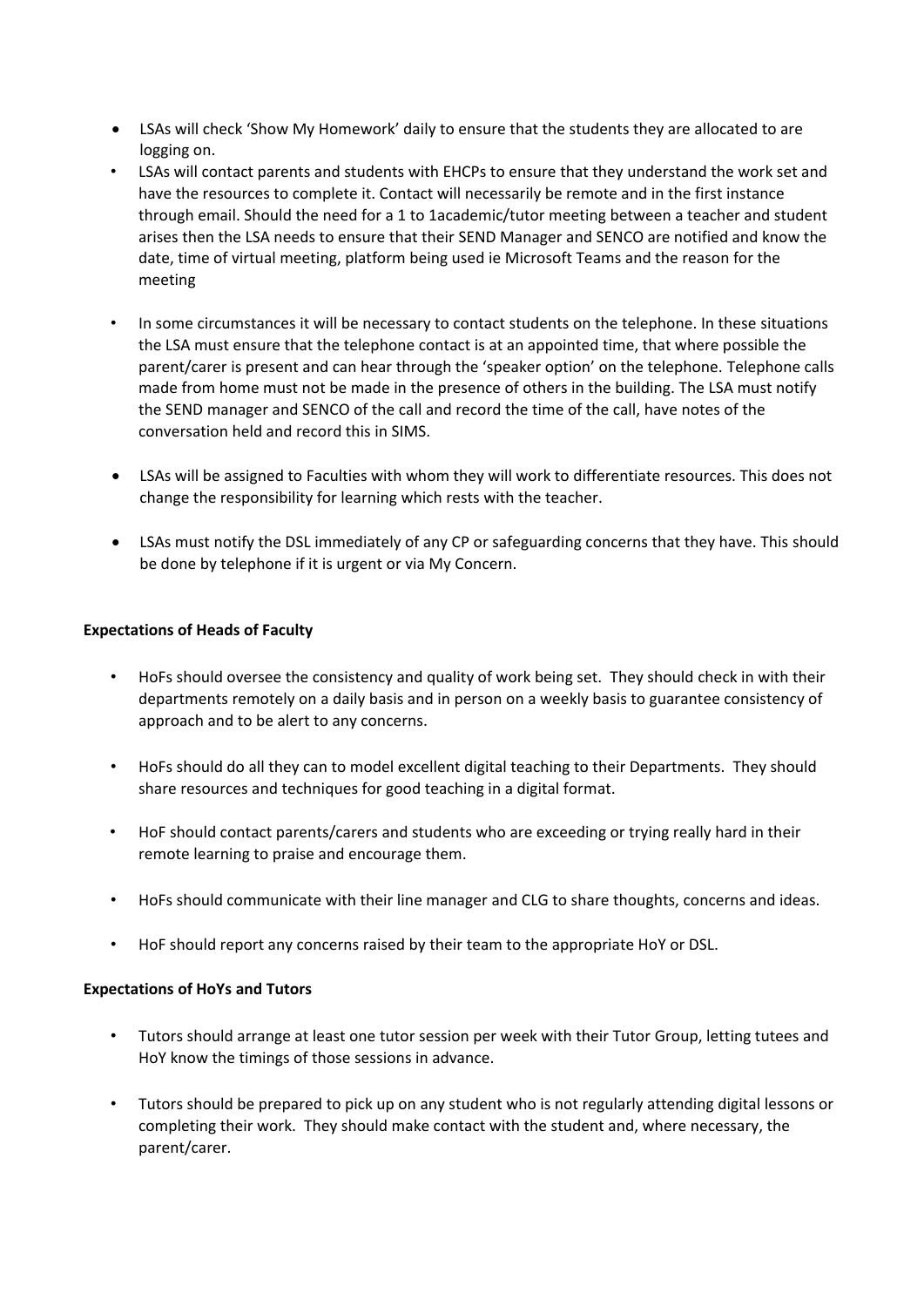- LSAs will check 'Show My Homework' daily to ensure that the students they are allocated to are logging on.
- LSAs will contact parents and students with EHCPs to ensure that they understand the work set and have the resources to complete it. Contact will necessarily be remote and in the first instance through email. Should the need for a 1 to 1academic/tutor meeting between a teacher and student arises then the LSA needs to ensure that their SEND Manager and SENCO are notified and know the date, time of virtual meeting, platform being used ie Microsoft Teams and the reason for the meeting
- In some circumstances it will be necessary to contact students on the telephone. In these situations the LSA must ensure that the telephone contact is at an appointed time, that where possible the parent/carer is present and can hear through the 'speaker option' on the telephone. Telephone calls made from home must not be made in the presence of others in the building. The LSA must notify the SEND manager and SENCO of the call and record the time of the call, have notes of the conversation held and record this in SIMS.
- LSAs will be assigned to Faculties with whom they will work to differentiate resources. This does not change the responsibility for learning which rests with the teacher.
- LSAs must notify the DSL immediately of any CP or safeguarding concerns that they have. This should be done by telephone if it is urgent or via My Concern.

**Expectations of Heads of Faculty**

- HoFs should oversee the consistency and quality of work being set. They should check in with their departments remotely on a daily basis and in person on a weekly basis to guarantee consistency of approach and to be alert to any concerns.
- HoFs should do all they can to model excellent digital teaching to their Departments. They should share resources and techniques for good teaching in a digital format.
- HoF should contact parents/carers and students who are exceeding or trying really hard in their remote learning to praise and encourage them.
- HoFs should communicate with their line manager and CLG to share thoughts, concerns and ideas.
- HoF should report any concerns raised by their team to the appropriate HoY or DSL.

**Expectations of HoYs and Tutors**

- Tutors should arrange at least one tutor session per week with their Tutor Group, letting tutees and HoY know the timings of those sessions in advance.
- Tutors should be prepared to pick up on any student who is not regularly attending digital lessons or completing their work. They should make contact with the student and, where necessary, the parent/carer.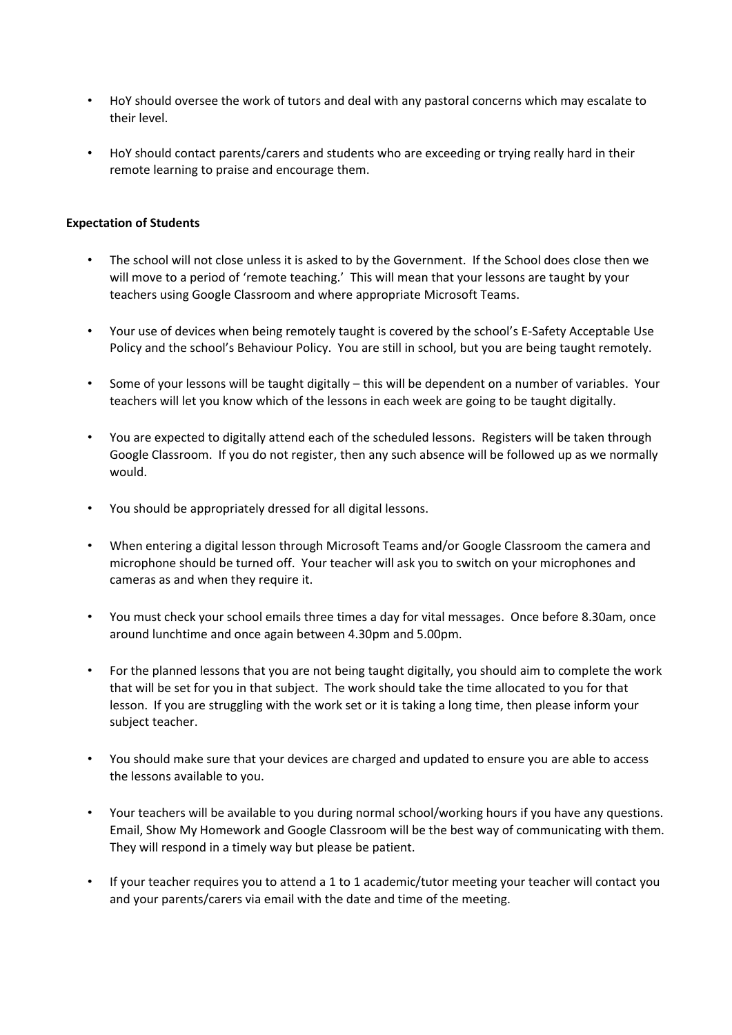- HoY should oversee the work of tutors and deal with any pastoral concerns which may escalate to their level.

- HoY should contact parents/carers and students who are exceeding or trying really hard in their remote learning to praise and encourage them.

**Expectation of Students**

- The school will not close unless it is asked to by the Government. If the School does close then we will move to a period of 'remote teaching.' This will mean that your lessons are taught by your teachers using Google Classroom and where appropriate Microsoft Teams.

- Your use of devices when being remotely taught is covered by the school's E-Safety Acceptable Use Policy and the school's Behaviour Policy. You are still in school, but you are being taught remotely.

- Some of your lessons will be taught digitally – this will be dependent on a number of variables. Your teachers will let you know which of the lessons in each week are going to be taught digitally.

- You are expected to digitally attend each of the scheduled lessons. Registers will be taken through Google Classroom. If you do not register, then any such absence will be followed up as we normally would.

- You should be appropriately dressed for all digital lessons.

- When entering a digital lesson through Microsoft Teams and/or Google Classroom the camera and microphone should be turned off. Your teacher will ask you to switch on your microphones and cameras as and when they require it.

- You must check your school emails three times a day for vital messages. Once before 8.30am, once around lunchtime and once again between 4.30pm and 5.00pm.

- For the planned lessons that you are not being taught digitally, you should aim to complete the work that will be set for you in that subject. The work should take the time allocated to you for that lesson. If you are struggling with the work set or it is taking a long time, then please inform your subject teacher.

- You should make sure that your devices are charged and updated to ensure you are able to access the lessons available to you.

- Your teachers will be available to you during normal school/working hours if you have any questions. Email, Show My Homework and Google Classroom will be the best way of communicating with them. They will respond in a timely way but please be patient.

- If your teacher requires you to attend a 1 to 1 academic/tutor meeting your teacher will contact you and your parents/carers via email with the date and time of the meeting.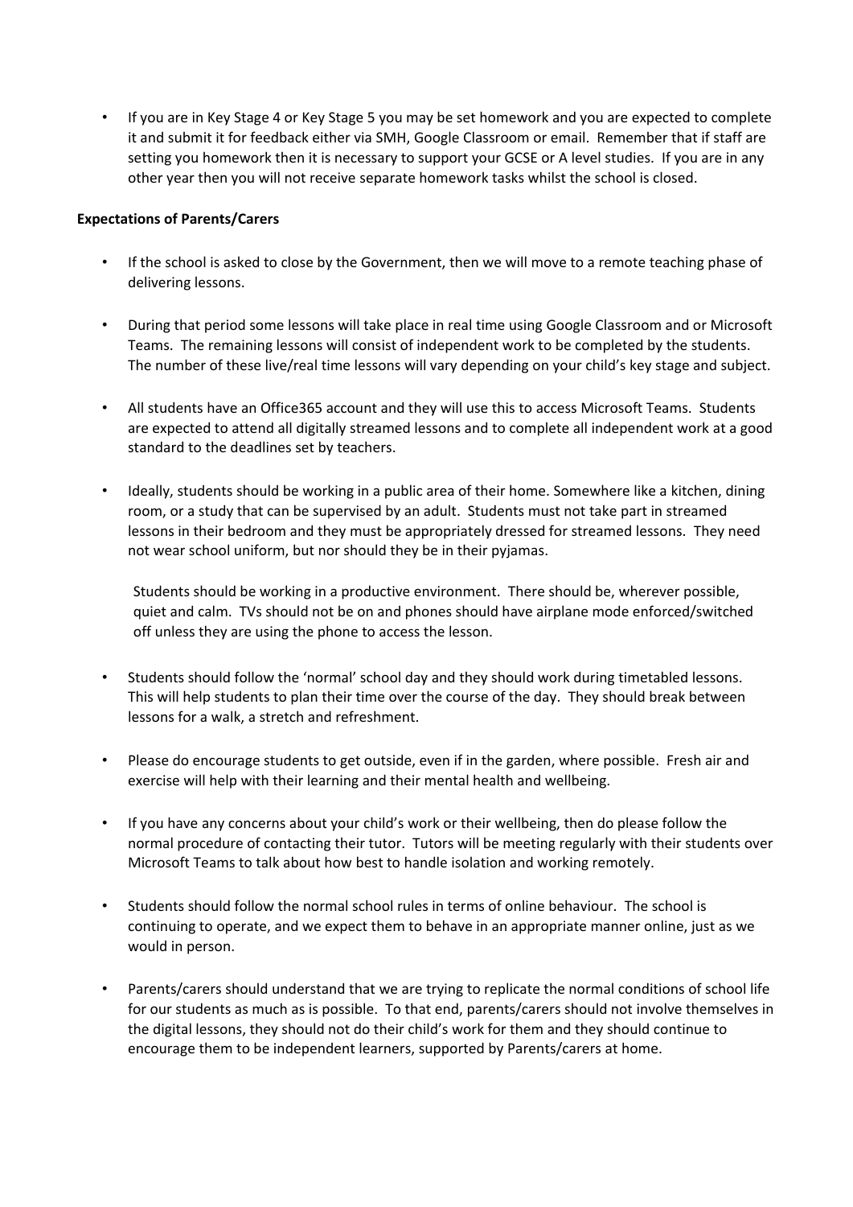- If you are in Key Stage 4 or Key Stage 5 you may be set homework and you are expected to complete it and submit it for feedback either via SMH, Google Classroom or email. Remember that if staff are setting you homework then it is necessary to support your GCSE or A level studies. If you are in any other year then you will not receive separate homework tasks whilst the school is closed.

**Expectations of Parents/Carers**

- If the school is asked to close by the Government, then we will move to a remote teaching phase of delivering lessons.

- During that period some lessons will take place in real time using Google Classroom and or Microsoft Teams. The remaining lessons will consist of independent work to be completed by the students. The number of these live/real time lessons will vary depending on your child's key stage and subject.

- All students have an Office365 account and they will use this to access Microsoft Teams. Students are expected to attend all digitally streamed lessons and to complete all independent work at a good standard to the deadlines set by teachers.

- Ideally, students should be working in a public area of their home. Somewhere like a kitchen, dining room, or a study that can be supervised by an adult. Students must not take part in streamed lessons in their bedroom and they must be appropriately dressed for streamed lessons. They need not wear school uniform, but nor should they be in their pyjamas.

  Students should be working in a productive environment. There should be, wherever possible, quiet and calm. TVs should not be on and phones should have airplane mode enforced/switched off unless they are using the phone to access the lesson.

- Students should follow the 'normal' school day and they should work during timetabled lessons. This will help students to plan their time over the course of the day. They should break between lessons for a walk, a stretch and refreshment.

- Please do encourage students to get outside, even if in the garden, where possible. Fresh air and exercise will help with their learning and their mental health and wellbeing.

- If you have any concerns about your child's work or their wellbeing, then do please follow the normal procedure of contacting their tutor. Tutors will be meeting regularly with their students over Microsoft Teams to talk about how best to handle isolation and working remotely.

- Students should follow the normal school rules in terms of online behaviour. The school is continuing to operate, and we expect them to behave in an appropriate manner online, just as we would in person.

- Parents/carers should understand that we are trying to replicate the normal conditions of school life for our students as much as is possible. To that end, parents/carers should not involve themselves in the digital lessons, they should not do their child's work for them and they should continue to encourage them to be independent learners, supported by Parents/carers at home.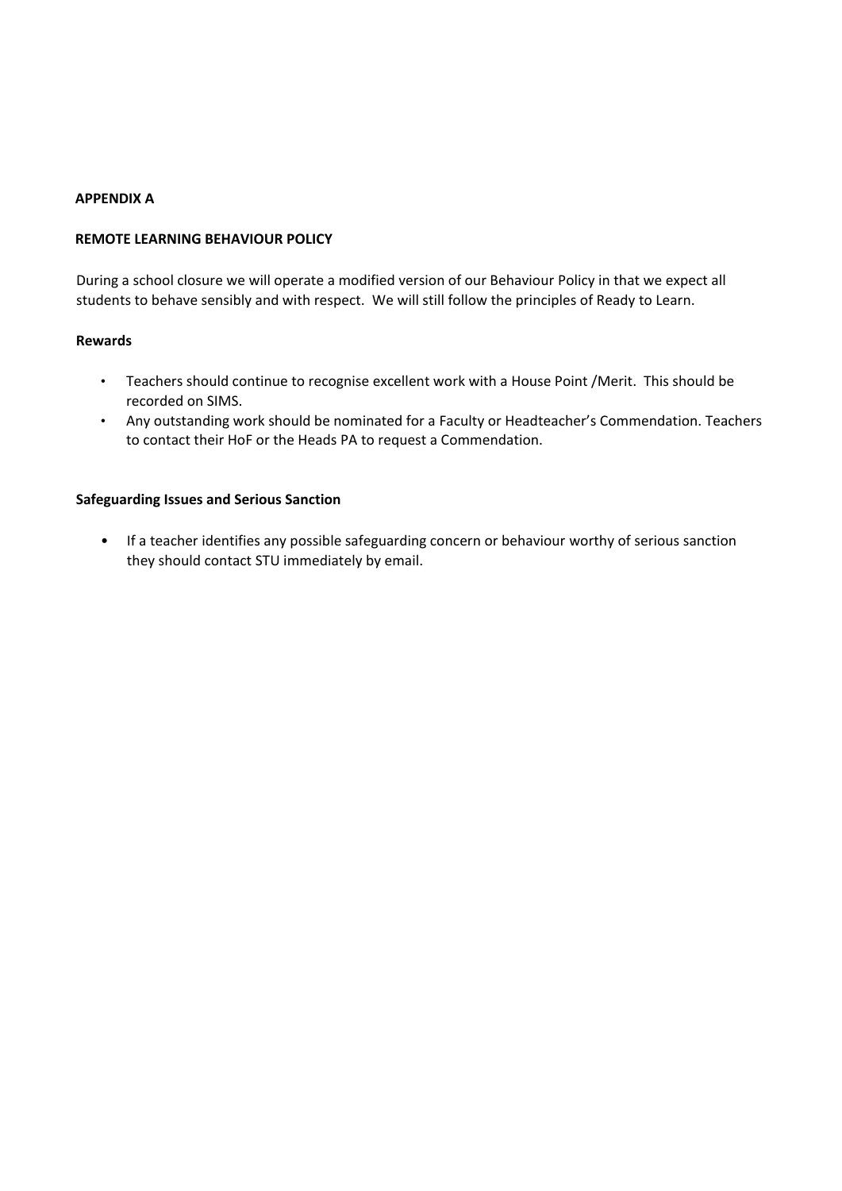**APPENDIX A**

**REMOTE LEARNING BEHAVIOUR POLICY**

During a school closure we will operate a modified version of our Behaviour Policy in that we expect all students to behave sensibly and with respect. We will still follow the principles of Ready to Learn.

**Rewards**

- Teachers should continue to recognise excellent work with a House Point /Merit. This should be recorded on SIMS.
- Any outstanding work should be nominated for a Faculty or Headteacher's Commendation. Teachers to contact their HoF or the Heads PA to request a Commendation.

**Safeguarding Issues and Serious Sanction**

- If a teacher identifies any possible safeguarding concern or behaviour worthy of serious sanction they should contact STU immediately by email.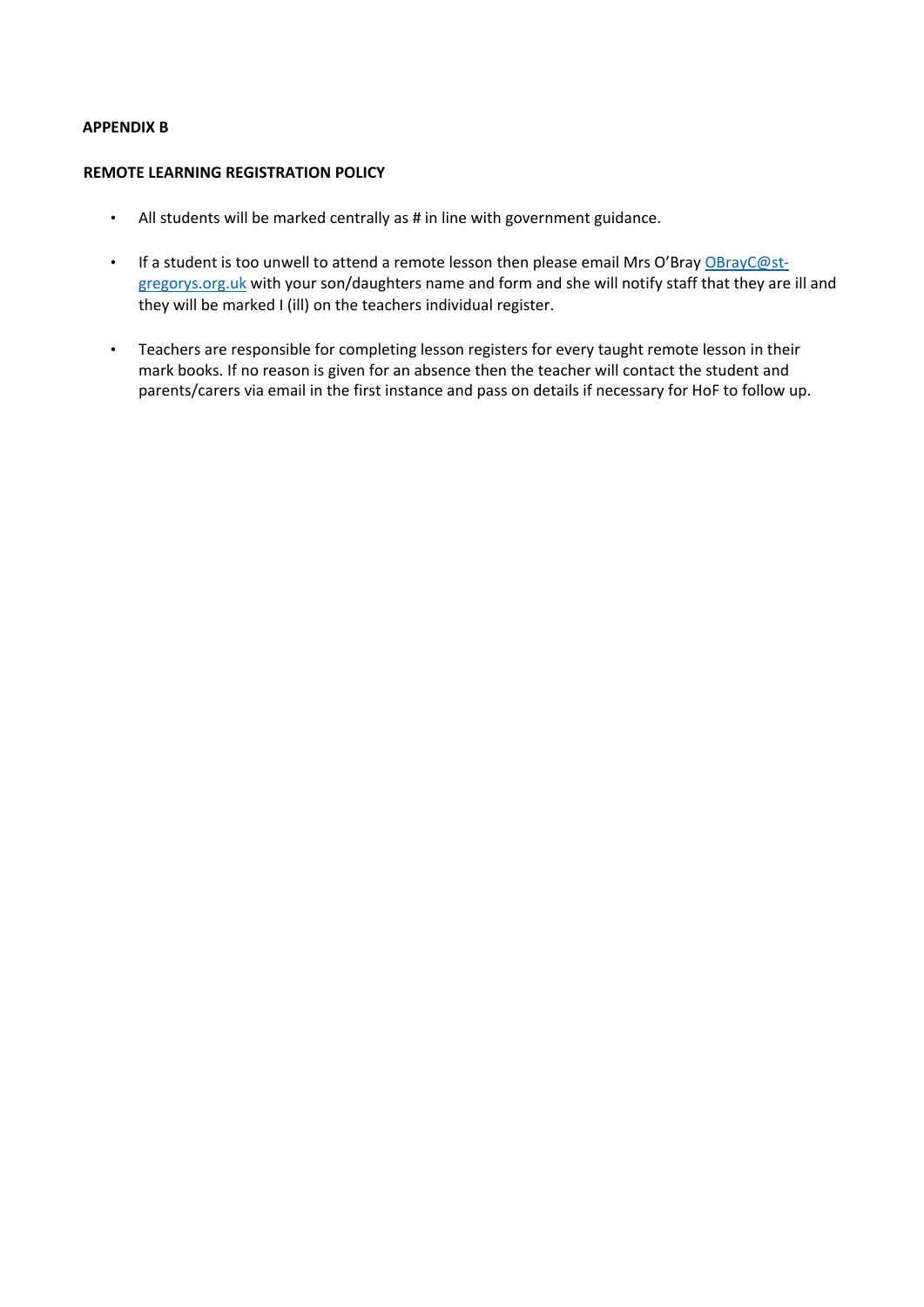**APPENDIX B**

**REMOTE LEARNING REGISTRATION POLICY**

- All students will be marked centrally as # in line with government guidance.
- If a student is too unwell to attend a remote lesson then please email Mrs O'Bray [OBrayC@st-gregorys.org.uk](mailto:OBrayC@st-gregorys.org.uk) with your son/daughters name and form and she will notify staff that they are ill and they will be marked I (ill) on the teachers individual register.
- Teachers are responsible for completing lesson registers for every taught remote lesson in their mark books. If no reason is given for an absence then the teacher will contact the student and parents/carers via email in the first instance and pass on details if necessary for HoF to follow up.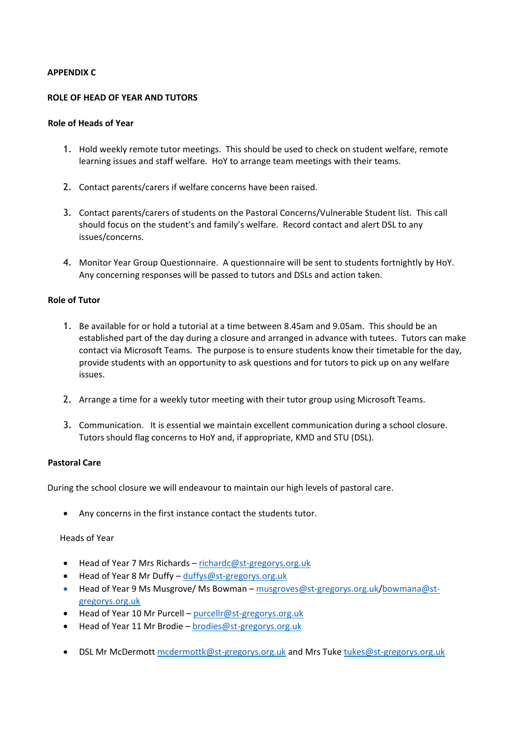**APPENDIX C**

**ROLE OF HEAD OF YEAR AND TUTORS**

**Role of Heads of Year**

1. Hold weekly remote tutor meetings. This should be used to check on student welfare, remote learning issues and staff welfare. HoY to arrange team meetings with their teams.

2. Contact parents/carers if welfare concerns have been raised.

3. Contact parents/carers of students on the Pastoral Concerns/Vulnerable Student list. This call should focus on the student's and family's welfare. Record contact and alert DSL to any issues/concerns.

4. Monitor Year Group Questionnaire. A questionnaire will be sent to students fortnightly by HoY. Any concerning responses will be passed to tutors and DSLs and action taken.

**Role of Tutor**

1. Be available for or hold a tutorial at a time between 8.45am and 9.05am. This should be an established part of the day during a closure and arranged in advance with tutees. Tutors can make contact via Microsoft Teams. The purpose is to ensure students know their timetable for the day, provide students with an opportunity to ask questions and for tutors to pick up on any welfare issues.

2. Arrange a time for a weekly tutor meeting with their tutor group using Microsoft Teams.

3. Communication. It is essential we maintain excellent communication during a school closure. Tutors should flag concerns to HoY and, if appropriate, KMD and STU (DSL).

**Pastoral Care**

During the school closure we will endeavour to maintain our high levels of pastoral care.

- Any concerns in the first instance contact the students tutor.

Heads of Year

- Head of Year 7 Mrs Richards – richardc@st-gregorys.org.uk
- Head of Year 8 Mr Duffy – duffys@st-gregorys.org.uk
- Head of Year 9 Ms Musgrove/ Ms Bowman – musgroves@st-gregorys.org.uk/bowmana@st-gregorys.org.uk
- Head of Year 10 Mr Purcell – purcellr@st-gregorys.org.uk
- Head of Year 11 Mr Brodie – brodies@st-gregorys.org.uk

- DSL Mr McDermott mcdermottk@st-gregorys.org.uk and Mrs Tuke tukes@st-gregorys.org.uk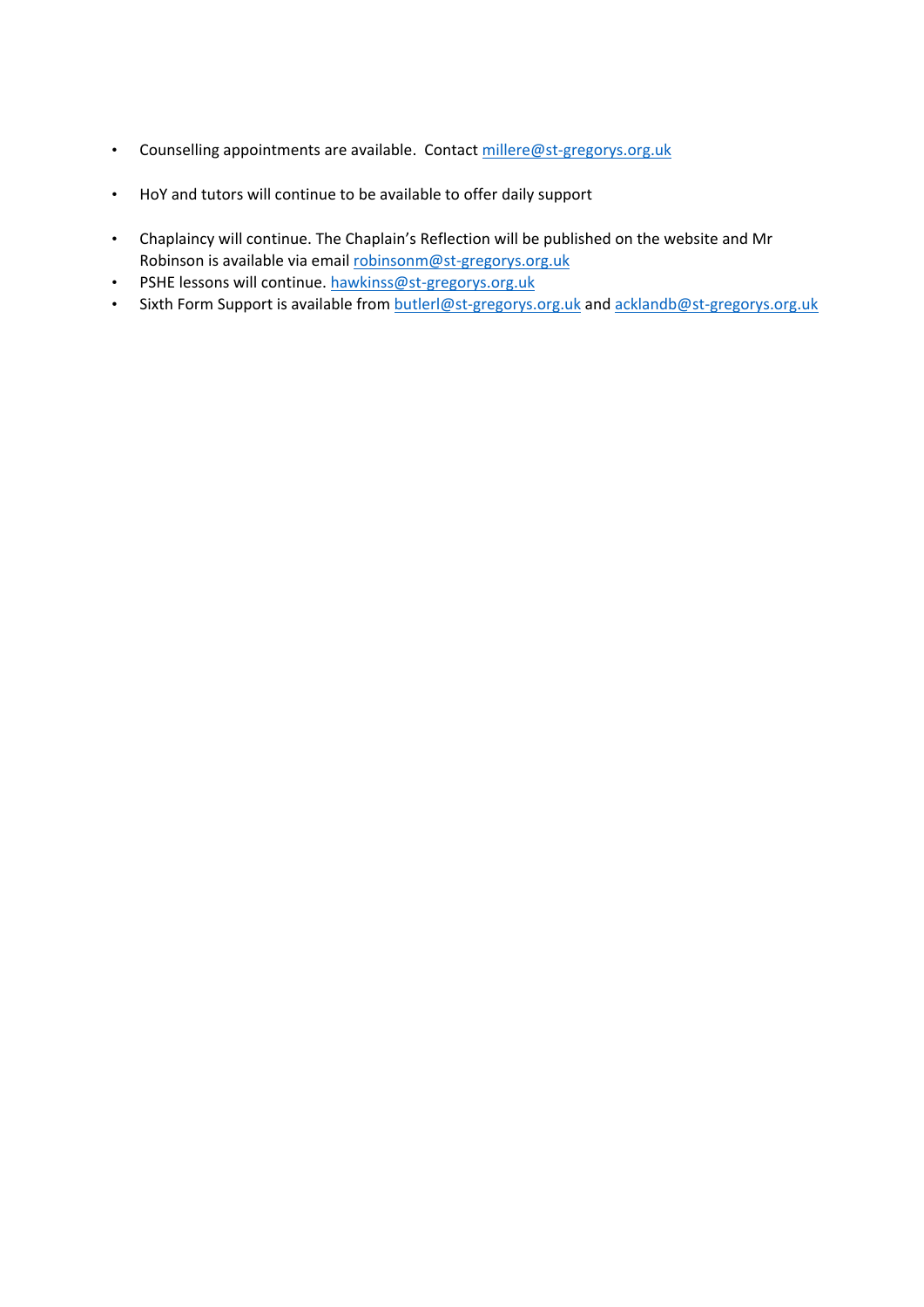- Counselling appointments are available.  Contact millere@st-gregorys.org.uk

- HoY and tutors will continue to be available to offer daily support

- Chaplaincy will continue. The Chaplain's Reflection will be published on the website and Mr Robinson is available via email robinsonm@st-gregorys.org.uk
- PSHE lessons will continue. hawkinss@st-gregorys.org.uk
- Sixth Form Support is available from butlerl@st-gregorys.org.uk and acklandb@st-gregorys.org.uk